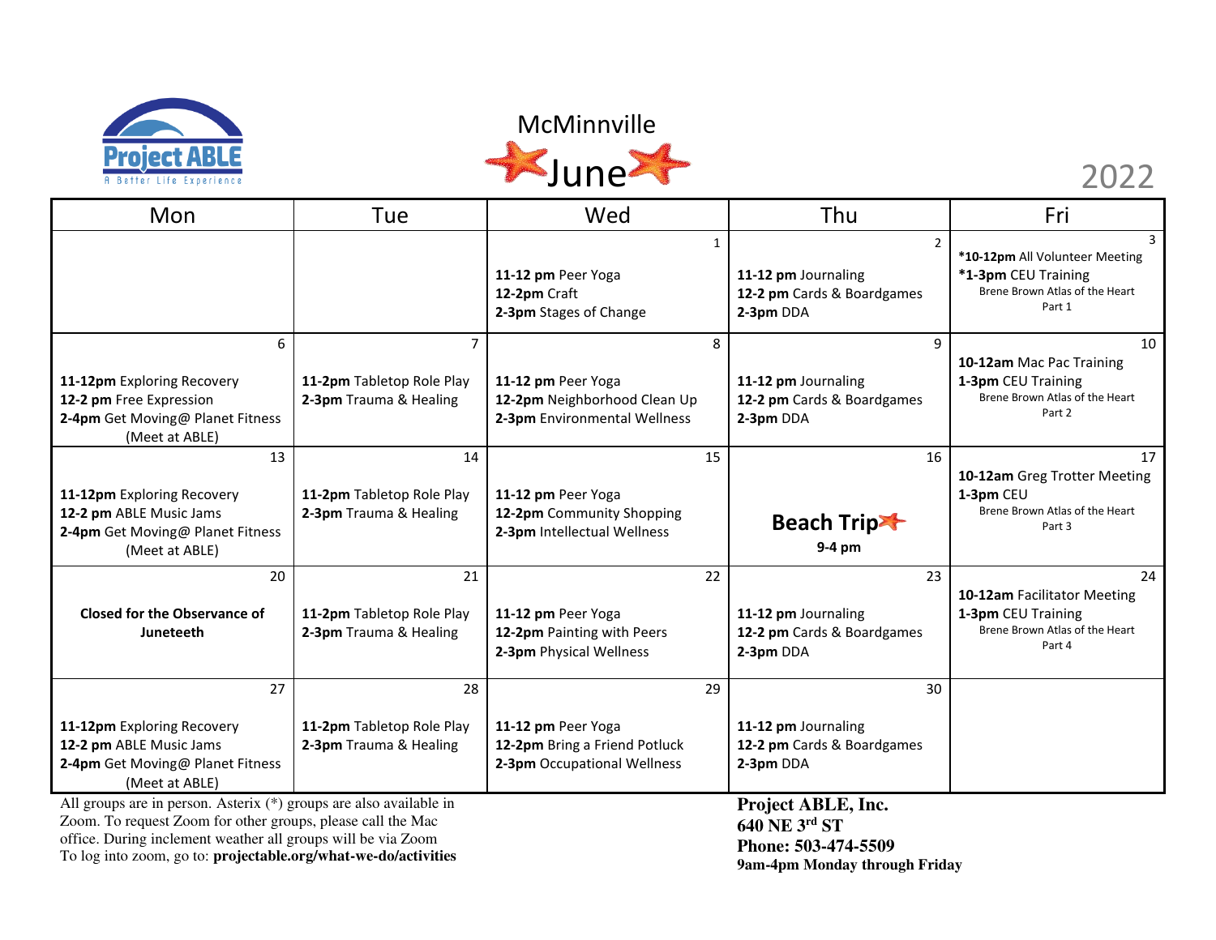Project ABLE
A Better Life Experience

# McMinnville June 2022

| Mon | Tue | Wed | Thu | Fri |
|---|---|---|---|---|
| | | 1<br>**11-12 pm** Peer Yoga<br>**12-2pm** Craft<br>**2-3pm** Stages of Change | 2<br>**11-12 pm** Journaling<br>**12-2 pm** Cards & Boardgames<br>**2-3pm** DDA | 3<br>***10-12pm** All Volunteer Meeting<br>***1-3pm** CEU Training<br>Brene Brown Atlas of the Heart Part 1 |
| 6<br>**11-12pm** Exploring Recovery<br>**12-2 pm** Free Expression<br>**2-4pm** Get Moving@ Planet Fitness (Meet at ABLE) | 7<br>**11-2pm** Tabletop Role Play<br>**2-3pm** Trauma & Healing | 8<br>**11-12 pm** Peer Yoga<br>**12-2pm** Neighborhood Clean Up<br>**2-3pm** Environmental Wellness | 9<br>**11-12 pm** Journaling<br>**12-2 pm** Cards & Boardgames<br>**2-3pm** DDA | 10<br>**10-12am** Mac Pac Training<br>**1-3pm** CEU Training<br>Brene Brown Atlas of the Heart Part 2 |
| 13<br>**11-12pm** Exploring Recovery<br>**12-2 pm** ABLE Music Jams<br>**2-4pm** Get Moving@ Planet Fitness (Meet at ABLE) | 14<br>**11-2pm** Tabletop Role Play<br>**2-3pm** Trauma & Healing | 15<br>**11-12 pm** Peer Yoga<br>**12-2pm** Community Shopping<br>**2-3pm** Intellectual Wellness | 16<br>**Beach Trip**<br>**9-4 pm** | 17<br>**10-12am** Greg Trotter Meeting<br>**1-3pm** CEU<br>Brene Brown Atlas of the Heart Part 3 |
| 20<br>**Closed for the Observance of Juneteeth** | 21<br>**11-2pm** Tabletop Role Play<br>**2-3pm** Trauma & Healing | 22<br>**11-12 pm** Peer Yoga<br>**12-2pm** Painting with Peers<br>**2-3pm** Physical Wellness | 23<br>**11-12 pm** Journaling<br>**12-2 pm** Cards & Boardgames<br>**2-3pm** DDA | 24<br>**10-12am** Facilitator Meeting<br>**1-3pm** CEU Training<br>Brene Brown Atlas of the Heart Part 4 |
| 27<br>**11-12pm** Exploring Recovery<br>**12-2 pm** ABLE Music Jams<br>**2-4pm** Get Moving@ Planet Fitness (Meet at ABLE) | 28<br>**11-2pm** Tabletop Role Play<br>**2-3pm** Trauma & Healing | 29<br>**11-12 pm** Peer Yoga<br>**12-2pm** Bring a Friend Potluck<br>**2-3pm** Occupational Wellness | 30<br>**11-12 pm** Journaling<br>**12-2 pm** Cards & Boardgames<br>**2-3pm** DDA | |

All groups are in person. Asterix (*) groups are also available in Zoom. To request Zoom for other groups, please call the Mac office. During inclement weather all groups will be via Zoom
To log into zoom, go to: **projectable.org/what-we-do/activities**

**Project ABLE, Inc.**
**640 NE 3rd ST**
**Phone: 503-474-5509**
**9am-4pm Monday through Friday**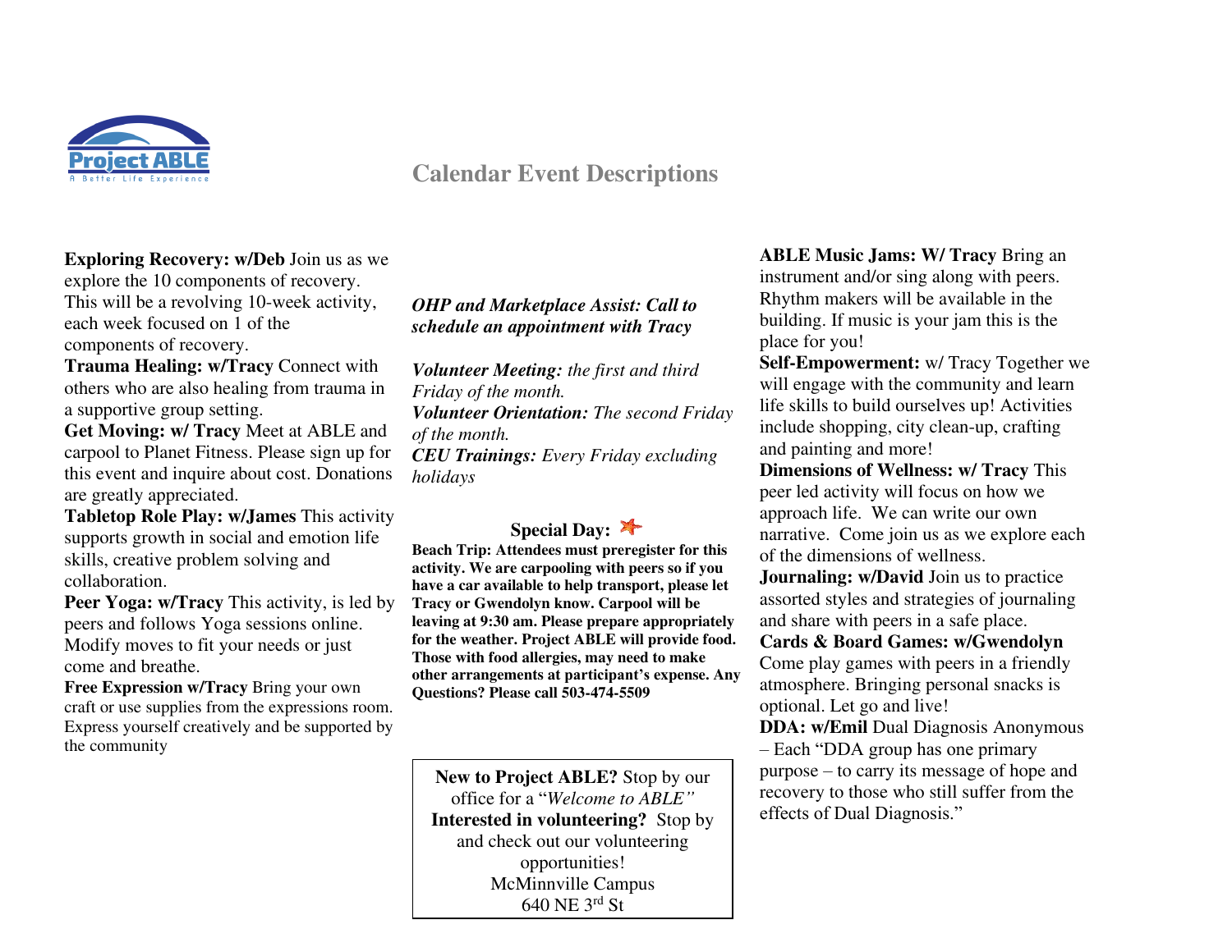Project ABLE

A Better Life Experience

# Calendar Event Descriptions

**Exploring Recovery: w/Deb** Join us as we explore the 10 components of recovery. This will be a revolving 10-week activity, each week focused on 1 of the components of recovery.

**Trauma Healing: w/Tracy** Connect with others who are also healing from trauma in a supportive group setting.

**Get Moving: w/ Tracy** Meet at ABLE and carpool to Planet Fitness. Please sign up for this event and inquire about cost. Donations are greatly appreciated.

**Tabletop Role Play: w/James** This activity supports growth in social and emotion life skills, creative problem solving and collaboration.

**Peer Yoga: w/Tracy** This activity, is led by peers and follows Yoga sessions online. Modify moves to fit your needs or just come and breathe.

**Free Expression w/Tracy** Bring your own craft or use supplies from the expressions room. Express yourself creatively and be supported by the community

***OHP and Marketplace Assist: Call to schedule an appointment with Tracy***

***Volunteer Meeting:*** *the first and third Friday of the month.*

***Volunteer Orientation:*** *The second Friday of the month.*

***CEU Trainings:*** *Every Friday excluding holidays*

**Special Day:**

**Beach Trip: Attendees must preregister for this activity. We are carpooling with peers so if you have a car available to help transport, please let Tracy or Gwendolyn know. Carpool will be leaving at 9:30 am. Please prepare appropriately for the weather. Project ABLE will provide food. Those with food allergies, may need to make other arrangements at participant's expense. Any Questions? Please call 503-474-5509**

**New to Project ABLE?** Stop by our office for a "*Welcome to ABLE"*
**Interested in volunteering?** Stop by and check out our volunteering opportunities!
McMinnville Campus
640 NE 3rd St

**ABLE Music Jams: W/ Tracy** Bring an instrument and/or sing along with peers. Rhythm makers will be available in the building. If music is your jam this is the place for you!

**Self-Empowerment:** w/ Tracy Together we will engage with the community and learn life skills to build ourselves up! Activities include shopping, city clean-up, crafting and painting and more!

**Dimensions of Wellness: w/ Tracy** This peer led activity will focus on how we approach life. We can write our own narrative. Come join us as we explore each of the dimensions of wellness.

**Journaling: w/David** Join us to practice assorted styles and strategies of journaling and share with peers in a safe place.

**Cards & Board Games: w/Gwendolyn** Come play games with peers in a friendly atmosphere. Bringing personal snacks is optional. Let go and live!

**DDA: w/Emil** Dual Diagnosis Anonymous – Each "DDA group has one primary purpose – to carry its message of hope and recovery to those who still suffer from the effects of Dual Diagnosis."